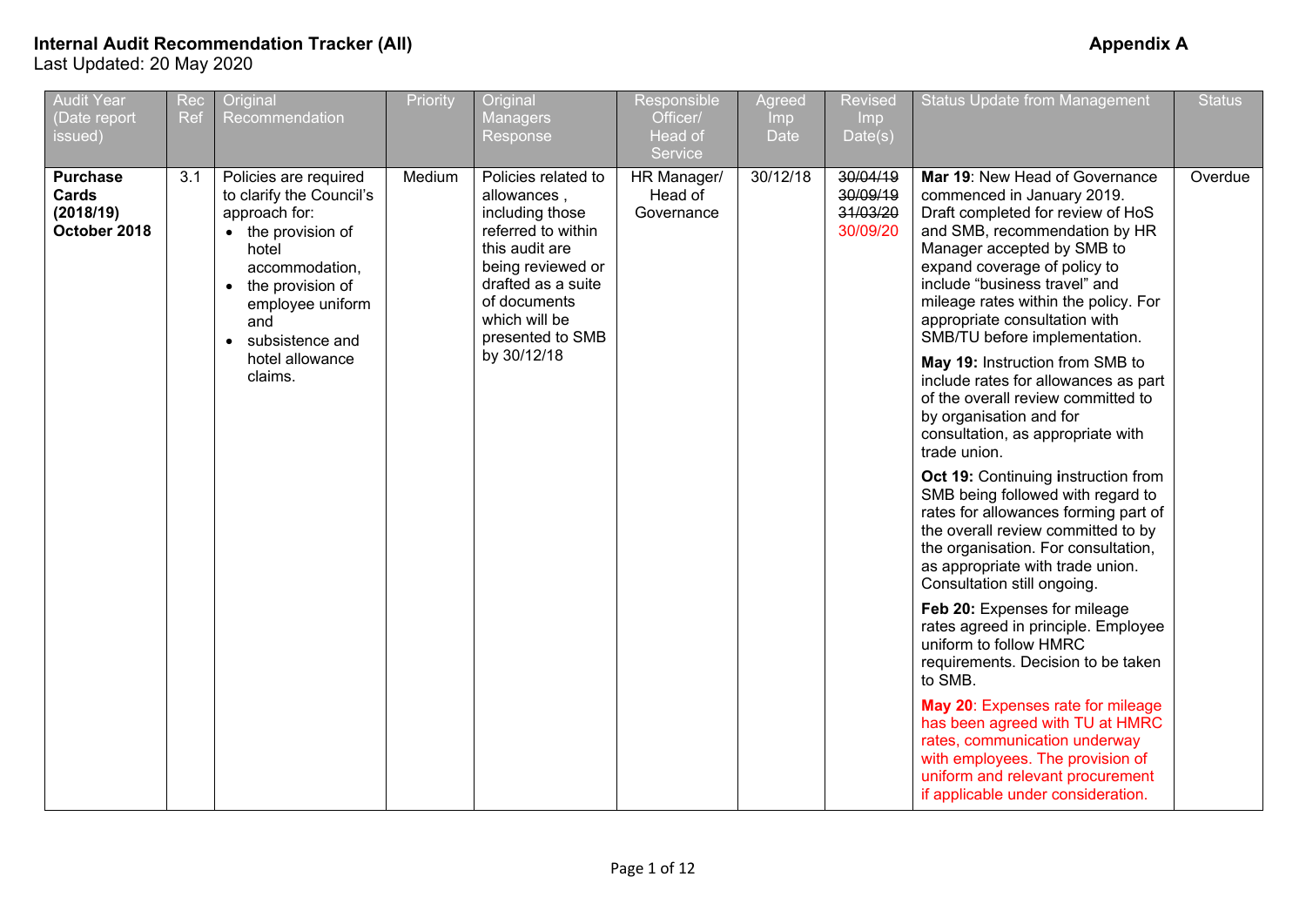**Internal Audit Recommendation Tracker (All)** **Appendix A**

Last Updated: 20 May 2020

| Audit Year (Date report issued) | Rec Ref | Original Recommendation | Priority | Original Managers Response | Responsible Officer/ Head of Service | Agreed Imp Date | Revised Imp Date(s) | Status Update from Management | Status |
|---|---|---|---|---|---|---|---|---|---|
| **Purchase Cards (2018/19) October 2018** | 3.1 | Policies are required to clarify the Council's approach for: <br>• the provision of hotel accommodation, <br>• the provision of employee uniform and <br>• subsistence and hotel allowance claims. | Medium | Policies related to allowances , including those referred to within this audit are being reviewed or drafted as a suite of documents which will be presented to SMB by 30/12/18 | HR Manager/ Head of Governance | 30/12/18 | ~~30/04/19~~ <br>~~30/09/19~~ <br>~~31/03/20~~ <br>30/09/20 | **Mar 19**: New Head of Governance commenced in January 2019. Draft completed for review of HoS and SMB, recommendation by HR Manager accepted by SMB to expand coverage of policy to include "business travel" and mileage rates within the policy. For appropriate consultation with SMB/TU before implementation. <br><br>**May 19:** Instruction from SMB to include rates for allowances as part of the overall review committed to by organisation and for consultation, as appropriate with trade union. <br><br>**Oct 19:** Continuing **i**nstruction from SMB being followed with regard to rates for allowances forming part of the overall review committed to by the organisation. For consultation, as appropriate with trade union. Consultation still ongoing. <br><br>**Feb 20:** Expenses for mileage rates agreed in principle. Employee uniform to follow HMRC requirements. Decision to be taken to SMB. <br><br>**May 20**: Expenses rate for mileage has been agreed with TU at HMRC rates, communication underway with employees. The provision of uniform and relevant procurement if applicable under consideration. | Overdue |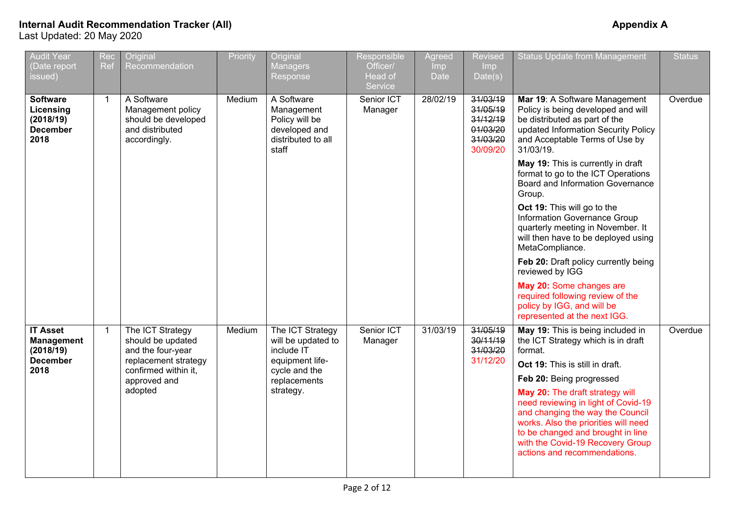**Internal Audit Recommendation Tracker (All)** **Appendix A**

Last Updated: 20 May 2020

| Audit Year (Date report issued) | Rec Ref | Original Recommendation | Priority | Original Managers Response | Responsible Officer/ Head of Service | Agreed Imp Date | Revised Imp Date(s) | Status Update from Management | Status |
|---|---|---|---|---|---|---|---|---|---|
| **Software Licensing (2018/19) December 2018** | 1 | A Software Management policy should be developed and distributed accordingly. | Medium | A Software Management Policy will be developed and distributed to all staff | Senior ICT Manager | 28/02/19 | ~~31/03/19~~ ~~31/05/19~~ ~~31/12/19~~ ~~01/03/20~~ ~~31/03/20~~ 30/09/20 | **Mar 19**: A Software Management Policy is being developed and will be distributed as part of the updated Information Security Policy and Acceptable Terms of Use by 31/03/19. **May 19:** This is currently in draft format to go to the ICT Operations Board and Information Governance Group. **Oct 19:** This will go to the Information Governance Group quarterly meeting in November. It will then have to be deployed using MetaCompliance. **Feb 20:** Draft policy currently being reviewed by IGG **May 20:** Some changes are required following review of the policy by IGG, and will be represented at the next IGG. | Overdue |
| **IT Asset Management (2018/19) December 2018** | 1 | The ICT Strategy should be updated and the four-year replacement strategy confirmed within it, approved and adopted | Medium | The ICT Strategy will be updated to include IT equipment life-cycle and the replacements strategy. | Senior ICT Manager | 31/03/19 | ~~31/05/19~~ ~~30/11/19~~ ~~31/03/20~~ 31/12/20 | **May 19:** This is being included in the ICT Strategy which is in draft format. **Oct 19:** This is still in draft. **Feb 20:** Being progressed **May 20:** The draft strategy will need reviewing in light of Covid-19 and changing the way the Council works. Also the priorities will need to be changed and brought in line with the Covid-19 Recovery Group actions and recommendations. | Overdue |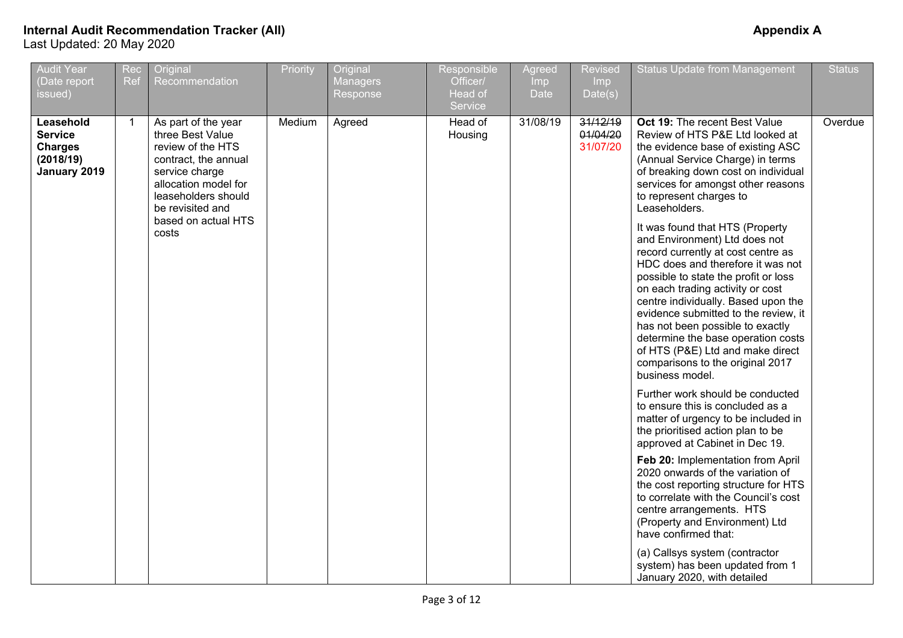**Internal Audit Recommendation Tracker (All)** **Appendix A**

Last Updated: 20 May 2020

| Audit Year (Date report issued) | Rec Ref | Original Recommendation | Priority | Original Managers Response | Responsible Officer/ Head of Service | Agreed Imp Date | Revised Imp Date(s) | Status Update from Management | Status |
|---|---|---|---|---|---|---|---|---|---|
| **Leasehold Service Charges (2018/19) January 2019** | 1 | As part of the year three Best Value review of the HTS contract, the annual service charge allocation model for leaseholders should be revisited and based on actual HTS costs | Medium | Agreed | Head of Housing | 31/08/19 | ~~31/12/19~~ ~~01/04/20~~ 31/07/20 | **Oct 19:** The recent Best Value Review of HTS P&E Ltd looked at the evidence base of existing ASC (Annual Service Charge) in terms of breaking down cost on individual services for amongst other reasons to represent charges to Leaseholders.<br><br>It was found that HTS (Property and Environment) Ltd does not record currently at cost centre as HDC does and therefore it was not possible to state the profit or loss on each trading activity or cost centre individually. Based upon the evidence submitted to the review, it has not been possible to exactly determine the base operation costs of HTS (P&E) Ltd and make direct comparisons to the original 2017 business model.<br><br>Further work should be conducted to ensure this is concluded as a matter of urgency to be included in the prioritised action plan to be approved at Cabinet in Dec 19.<br><br>**Feb 20:** Implementation from April 2020 onwards of the variation of the cost reporting structure for HTS to correlate with the Council's cost centre arrangements. HTS (Property and Environment) Ltd have confirmed that:<br><br>(a) Callsys system (contractor system) has been updated from 1 January 2020, with detailed | Overdue |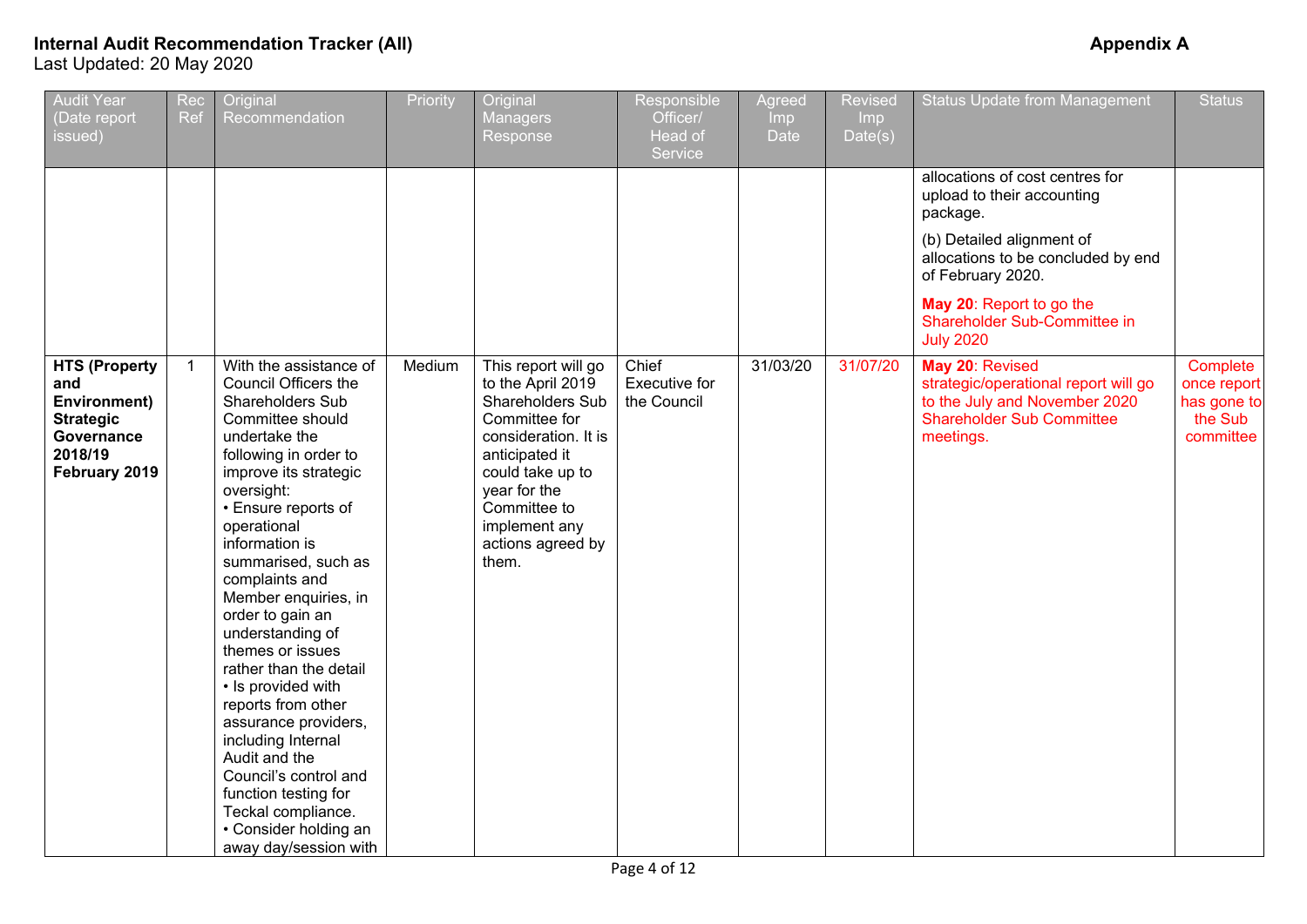**Internal Audit Recommendation Tracker (All)** **Appendix A**
Last Updated: 20 May 2020

| Audit Year (Date report issued) | Rec Ref | Original Recommendation | Priority | Original Managers Response | Responsible Officer/ Head of Service | Agreed Imp Date | Revised Imp Date(s) | Status Update from Management | Status |
|---|---|---|---|---|---|---|---|---|---|
| | | | | | | | | allocations of cost centres for upload to their accounting package.<br><br>(b) Detailed alignment of allocations to be concluded by end of February 2020.<br><br>**May 20**: Report to go the Shareholder Sub-Committee in July 2020 | |
| **HTS (Property and Environment) Strategic Governance 2018/19 February 2019** | 1 | With the assistance of Council Officers the Shareholders Sub Committee should undertake the following in order to improve its strategic oversight:<br>• Ensure reports of operational information is summarised, such as complaints and Member enquiries, in order to gain an understanding of themes or issues rather than the detail<br>• Is provided with reports from other assurance providers, including Internal Audit and the Council's control and function testing for Teckal compliance.<br>• Consider holding an away day/session with | Medium | This report will go to the April 2019 Shareholders Sub Committee for consideration. It is anticipated it could take up to year for the Committee to implement any actions agreed by them. | Chief Executive for the Council | 31/03/20 | 31/07/20 | **May 20**: Revised strategic/operational report will go to the July and November 2020 Shareholder Sub Committee meetings. | Complete once report has gone to the Sub committee |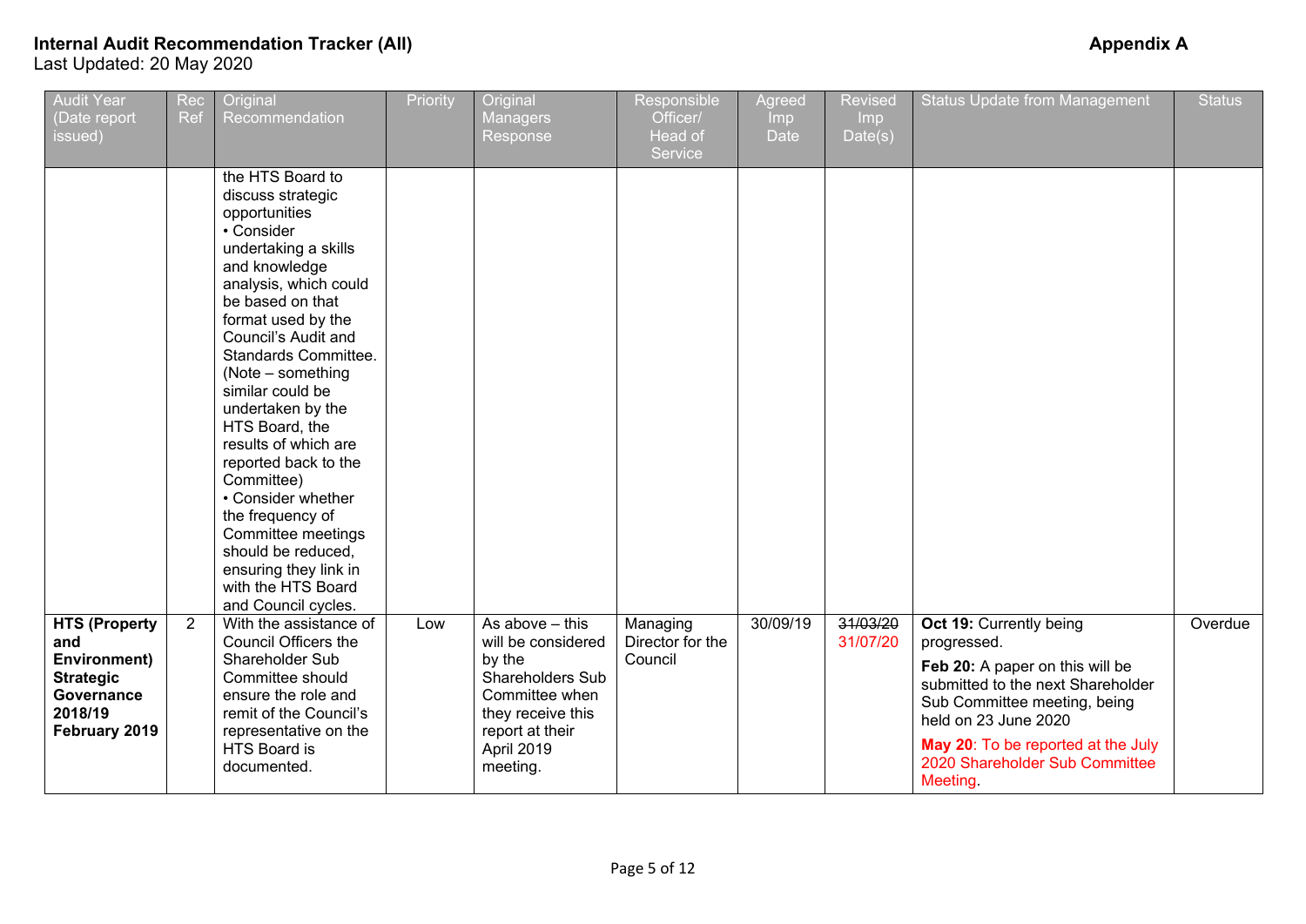**Internal Audit Recommendation Tracker (All)** **Appendix A**

Last Updated: 20 May 2020

| Audit Year (Date report issued) | Rec Ref | Original Recommendation | Priority | Original Managers Response | Responsible Officer/ Head of Service | Agreed Imp Date | Revised Imp Date(s) | Status Update from Management | Status |
|---|---|---|---|---|---|---|---|---|---|
| | | the HTS Board to discuss strategic opportunities<br>• Consider undertaking a skills and knowledge analysis, which could be based on that format used by the Council's Audit and Standards Committee. (Note – something similar could be undertaken by the HTS Board, the results of which are reported back to the Committee)<br>• Consider whether the frequency of Committee meetings should be reduced, ensuring they link in with the HTS Board and Council cycles. | | | | | | | |
| **HTS (Property and Environment) Strategic Governance 2018/19 February 2019** | 2 | With the assistance of Council Officers the Shareholder Sub Committee should ensure the role and remit of the Council's representative on the HTS Board is documented. | Low | As above – this will be considered by the Shareholders Sub Committee when they receive this report at their April 2019 meeting. | Managing Director for the Council | 30/09/19 | ~~31/03/20~~<br>31/07/20 | **Oct 19:** Currently being progressed.<br>**Feb 20:** A paper on this will be submitted to the next Shareholder Sub Committee meeting, being held on 23 June 2020<br>**May 20**: To be reported at the July 2020 Shareholder Sub Committee Meeting. | Overdue |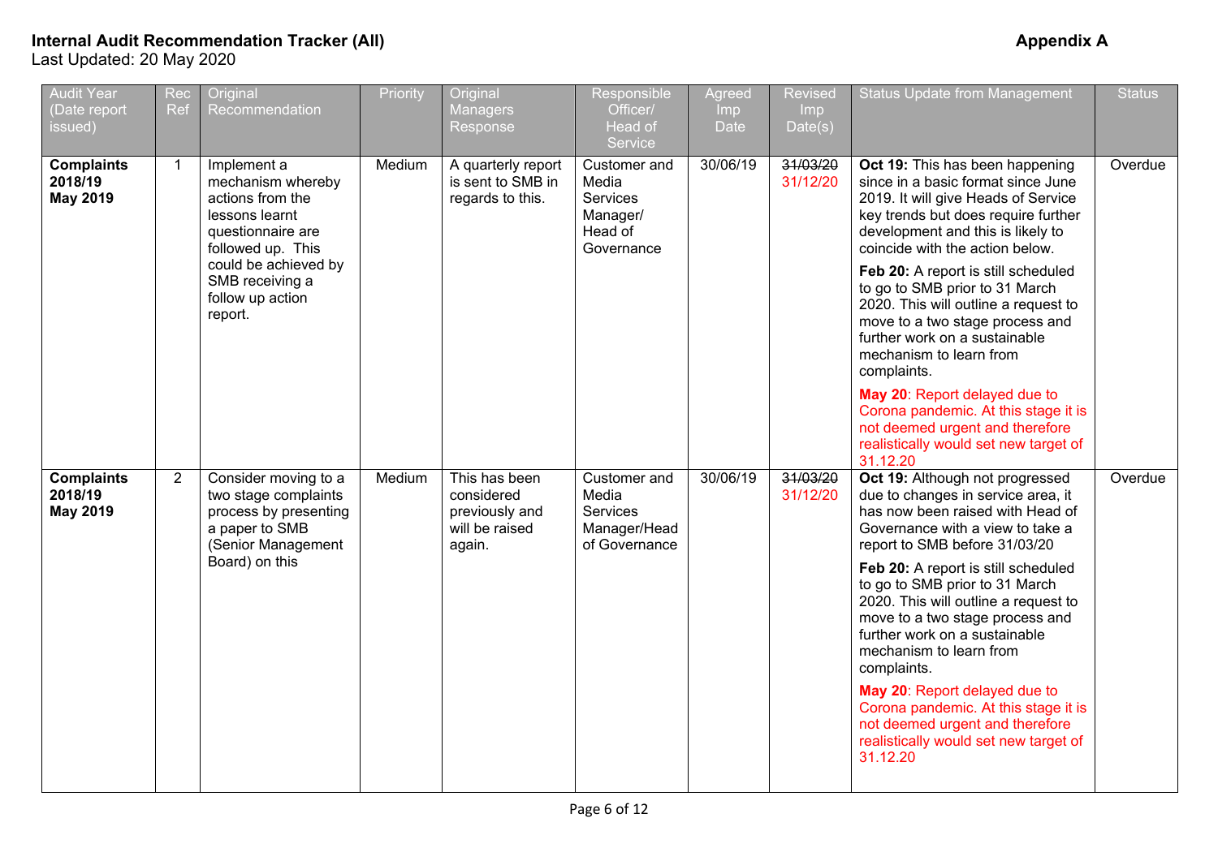**Internal Audit Recommendation Tracker (All)** **Appendix A**
Last Updated: 20 May 2020

| Audit Year (Date report issued) | Rec Ref | Original Recommendation | Priority | Original Managers Response | Responsible Officer/ Head of Service | Agreed Imp Date | Revised Imp Date(s) | Status Update from Management | Status |
|---|---|---|---|---|---|---|---|---|---|
| **Complaints 2018/19 May 2019** | 1 | Implement a mechanism whereby actions from the lessons learnt questionnaire are followed up. This could be achieved by SMB receiving a follow up action report. | Medium | A quarterly report is sent to SMB in regards to this. | Customer and Media Services Manager/ Head of Governance | 30/06/19 | ~~31/03/20~~ 31/12/20 | **Oct 19:** This has been happening since in a basic format since June 2019. It will give Heads of Service key trends but does require further development and this is likely to coincide with the action below. **Feb 20:** A report is still scheduled to go to SMB prior to 31 March 2020. This will outline a request to move to a two stage process and further work on a sustainable mechanism to learn from complaints. **May 20**: Report delayed due to Corona pandemic. At this stage it is not deemed urgent and therefore realistically would set new target of 31.12.20 | Overdue |
| **Complaints 2018/19 May 2019** | 2 | Consider moving to a two stage complaints process by presenting a paper to SMB (Senior Management Board) on this | Medium | This has been considered previously and will be raised again. | Customer and Media Services Manager/Head of Governance | 30/06/19 | ~~31/03/20~~ 31/12/20 | **Oct 19:** Although not progressed due to changes in service area, it has now been raised with Head of Governance with a view to take a report to SMB before 31/03/20 **Feb 20:** A report is still scheduled to go to SMB prior to 31 March 2020. This will outline a request to move to a two stage process and further work on a sustainable mechanism to learn from complaints. **May 20**: Report delayed due to Corona pandemic. At this stage it is not deemed urgent and therefore realistically would set new target of 31.12.20 | Overdue |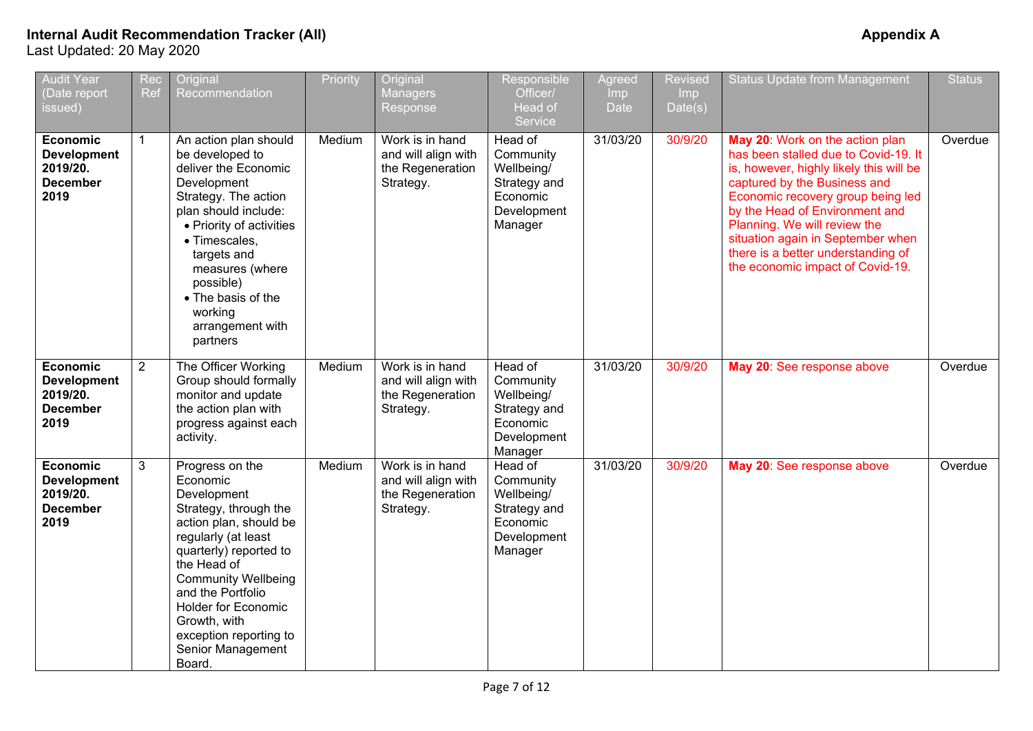**Internal Audit Recommendation Tracker (All)** **Appendix A**

Last Updated: 20 May 2020

| Audit Year (Date report issued) | Rec Ref | Original Recommendation | Priority | Original Managers Response | Responsible Officer/ Head of Service | Agreed Imp Date | Revised Imp Date(s) | Status Update from Management | Status |
|---|---|---|---|---|---|---|---|---|---|
| **Economic Development 2019/20. December 2019** | 1 | An action plan should be developed to deliver the Economic Development Strategy. The action plan should include: <br>• Priority of activities <br>• Timescales, targets and measures (where possible) <br>• The basis of the working arrangement with partners | Medium | Work is in hand and will align with the Regeneration Strategy. | Head of Community Wellbeing/ Strategy and Economic Development Manager | 31/03/20 | 30/9/20 | **May 20**: Work on the action plan has been stalled due to Covid-19. It is, however, highly likely this will be captured by the Business and Economic recovery group being led by the Head of Environment and Planning. We will review the situation again in September when there is a better understanding of the economic impact of Covid-19. | Overdue |
| **Economic Development 2019/20. December 2019** | 2 | The Officer Working Group should formally monitor and update the action plan with progress against each activity. | Medium | Work is in hand and will align with the Regeneration Strategy. | Head of Community Wellbeing/ Strategy and Economic Development Manager | 31/03/20 | 30/9/20 | **May 20**: See response above | Overdue |
| **Economic Development 2019/20. December 2019** | 3 | Progress on the Economic Development Strategy, through the action plan, should be regularly (at least quarterly) reported to the Head of Community Wellbeing and the Portfolio Holder for Economic Growth, with exception reporting to Senior Management Board. | Medium | Work is in hand and will align with the Regeneration Strategy. | Head of Community Wellbeing/ Strategy and Economic Development Manager | 31/03/20 | 30/9/20 | **May 20**: See response above | Overdue |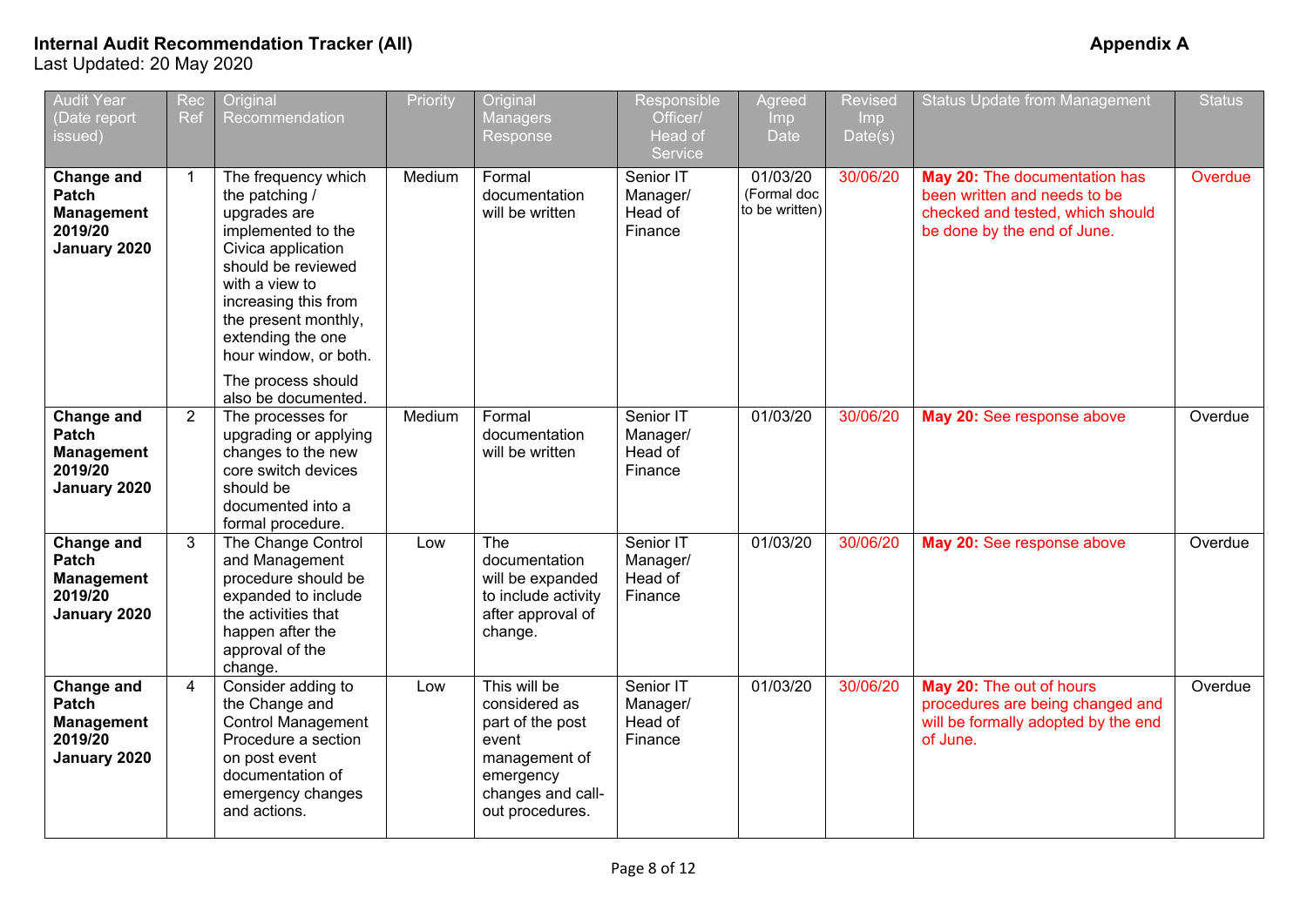**Internal Audit Recommendation Tracker (All)** **Appendix A**

Last Updated: 20 May 2020

| Audit Year (Date report issued) | Rec Ref | Original Recommendation | Priority | Original Managers Response | Responsible Officer/ Head of Service | Agreed Imp Date | Revised Imp Date(s) | Status Update from Management | Status |
|---|---|---|---|---|---|---|---|---|---|
| **Change and Patch Management 2019/20 January 2020** | 1 | The frequency which the patching / upgrades are implemented to the Civica application should be reviewed with a view to increasing this from the present monthly, extending the one hour window, or both.<br><br>The process should also be documented. | Medium | Formal documentation will be written | Senior IT Manager/ Head of Finance | 01/03/20 (Formal doc to be written) | 30/06/20 | **May 20:** The documentation has been written and needs to be checked and tested, which should be done by the end of June. | Overdue |
| **Change and Patch Management 2019/20 January 2020** | 2 | The processes for upgrading or applying changes to the new core switch devices should be documented into a formal procedure. | Medium | Formal documentation will be written | Senior IT Manager/ Head of Finance | 01/03/20 | 30/06/20 | **May 20:** See response above | Overdue |
| **Change and Patch Management 2019/20 January 2020** | 3 | The Change Control and Management procedure should be expanded to include the activities that happen after the approval of the change. | Low | The documentation will be expanded to include activity after approval of change. | Senior IT Manager/ Head of Finance | 01/03/20 | 30/06/20 | **May 20:** See response above | Overdue |
| **Change and Patch Management 2019/20 January 2020** | 4 | Consider adding to the Change and Control Management Procedure a section on post event documentation of emergency changes and actions. | Low | This will be considered as part of the post event management of emergency changes and call-out procedures. | Senior IT Manager/ Head of Finance | 01/03/20 | 30/06/20 | **May 20:** The out of hours procedures are being changed and will be formally adopted by the end of June. | Overdue |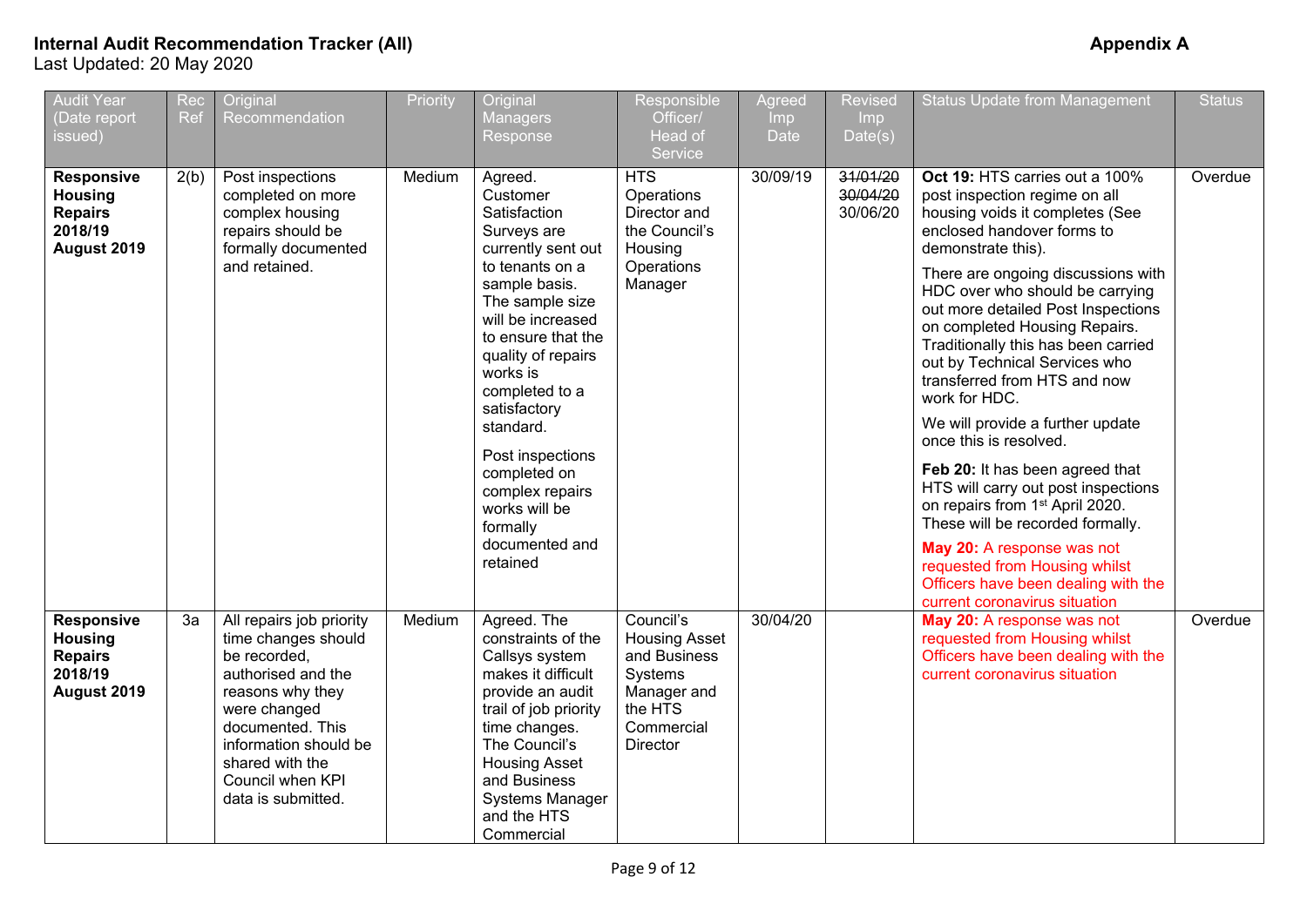**Internal Audit Recommendation Tracker (All)** **Appendix A**

Last Updated: 20 May 2020

| Audit Year (Date report issued) | Rec Ref | Original Recommendation | Priority | Original Managers Response | Responsible Officer/ Head of Service | Agreed Imp Date | Revised Imp Date(s) | Status Update from Management | Status |
|---|---|---|---|---|---|---|---|---|---|
| **Responsive Housing Repairs 2018/19 August 2019** | 2(b) | Post inspections completed on more complex housing repairs should be formally documented and retained. | Medium | Agreed. Customer Satisfaction Surveys are currently sent out to tenants on a sample basis. The sample size will be increased to ensure that the quality of repairs works is completed to a satisfactory standard.<br><br>Post inspections completed on complex repairs works will be formally documented and retained | HTS Operations Director and the Council's Housing Operations Manager | 30/09/19 | ~~31/01/20~~<br>~~30/04/20~~<br>30/06/20 | **Oct 19:** HTS carries out a 100% post inspection regime on all housing voids it completes (See enclosed handover forms to demonstrate this).<br><br>There are ongoing discussions with HDC over who should be carrying out more detailed Post Inspections on completed Housing Repairs. Traditionally this has been carried out by Technical Services who transferred from HTS and now work for HDC.<br><br>We will provide a further update once this is resolved.<br><br>**Feb 20:** It has been agreed that HTS will carry out post inspections on repairs from 1st April 2020. These will be recorded formally.<br><br>**May 20:** A response was not requested from Housing whilst Officers have been dealing with the current coronavirus situation | Overdue |
| **Responsive Housing Repairs 2018/19 August 2019** | 3a | All repairs job priority time changes should be recorded, authorised and the reasons why they were changed documented. This information should be shared with the Council when KPI data is submitted. | Medium | Agreed. The constraints of the Callsys system makes it difficult provide an audit trail of job priority time changes. The Council's Housing Asset and Business Systems Manager and the HTS Commercial | Council's Housing Asset and Business Systems Manager and the HTS Commercial Director | 30/04/20 | | **May 20:** A response was not requested from Housing whilst Officers have been dealing with the current coronavirus situation | Overdue |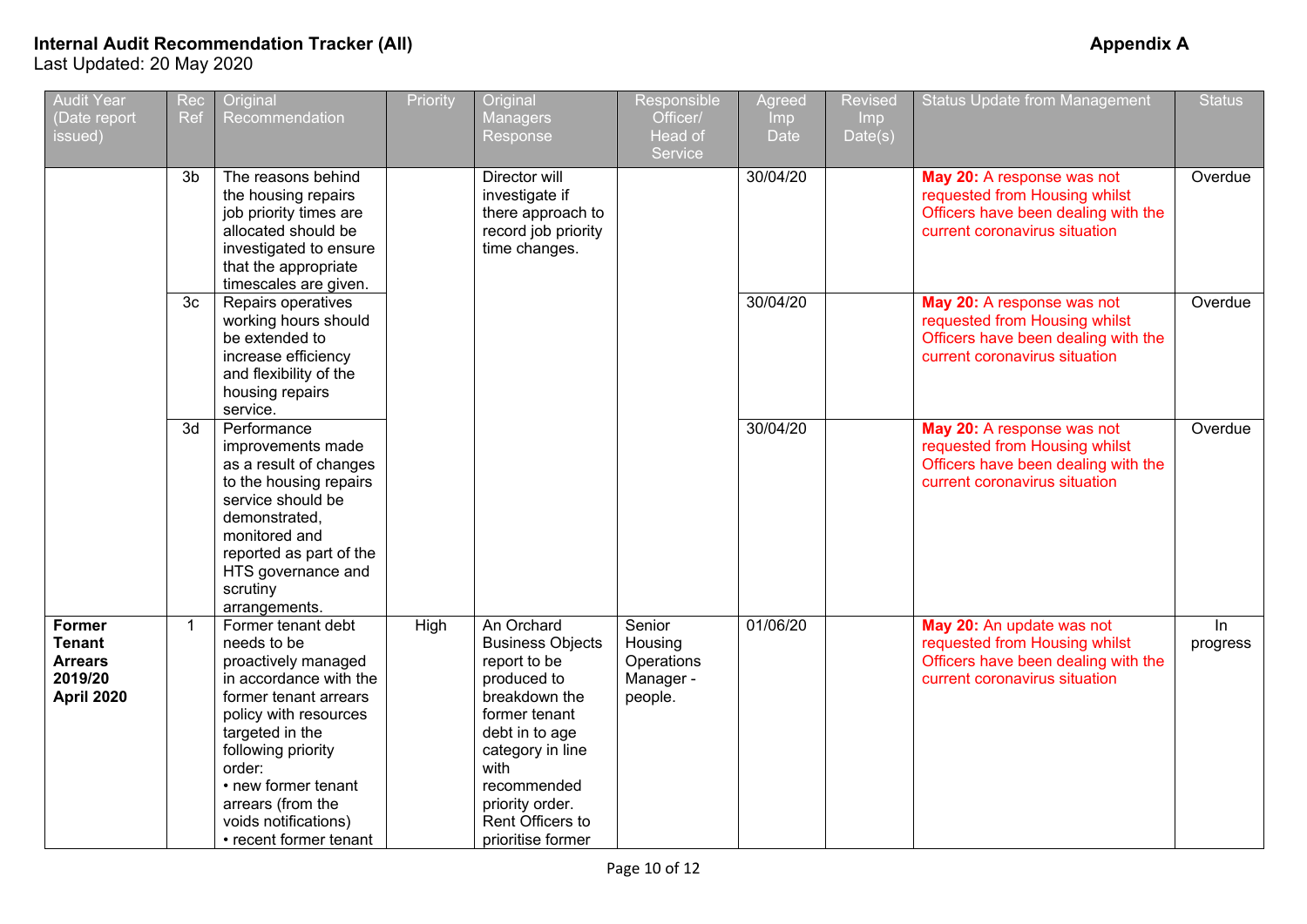**Internal Audit Recommendation Tracker (All)** **Appendix A**

Last Updated: 20 May 2020

| Audit Year (Date report issued) | Rec Ref | Original Recommendation | Priority | Original Managers Response | Responsible Officer/ Head of Service | Agreed Imp Date | Revised Imp Date(s) | Status Update from Management | Status |
|---|---|---|---|---|---|---|---|---|---|
| | 3b | The reasons behind the housing repairs job priority times are allocated should be investigated to ensure that the appropriate timescales are given. | | Director will investigate if there approach to record job priority time changes. | | 30/04/20 | | **May 20:** A response was not requested from Housing whilst Officers have been dealing with the current coronavirus situation | Overdue |
| | 3c | Repairs operatives working hours should be extended to increase efficiency and flexibility of the housing repairs service. | | | | 30/04/20 | | **May 20:** A response was not requested from Housing whilst Officers have been dealing with the current coronavirus situation | Overdue |
| | 3d | Performance improvements made as a result of changes to the housing repairs service should be demonstrated, monitored and reported as part of the HTS governance and scrutiny arrangements. | | | | 30/04/20 | | **May 20:** A response was not requested from Housing whilst Officers have been dealing with the current coronavirus situation | Overdue |
| **Former Tenant Arrears 2019/20 April 2020** | 1 | Former tenant debt needs to be proactively managed in accordance with the former tenant arrears policy with resources targeted in the following priority order:<br>• new former tenant arrears (from the voids notifications)<br>• recent former tenant | High | An Orchard Business Objects report to be produced to breakdown the former tenant debt in to age category in line with recommended priority order. Rent Officers to prioritise former | Senior Housing Operations Manager - people. | 01/06/20 | | **May 20:** An update was not requested from Housing whilst Officers have been dealing with the current coronavirus situation | In progress |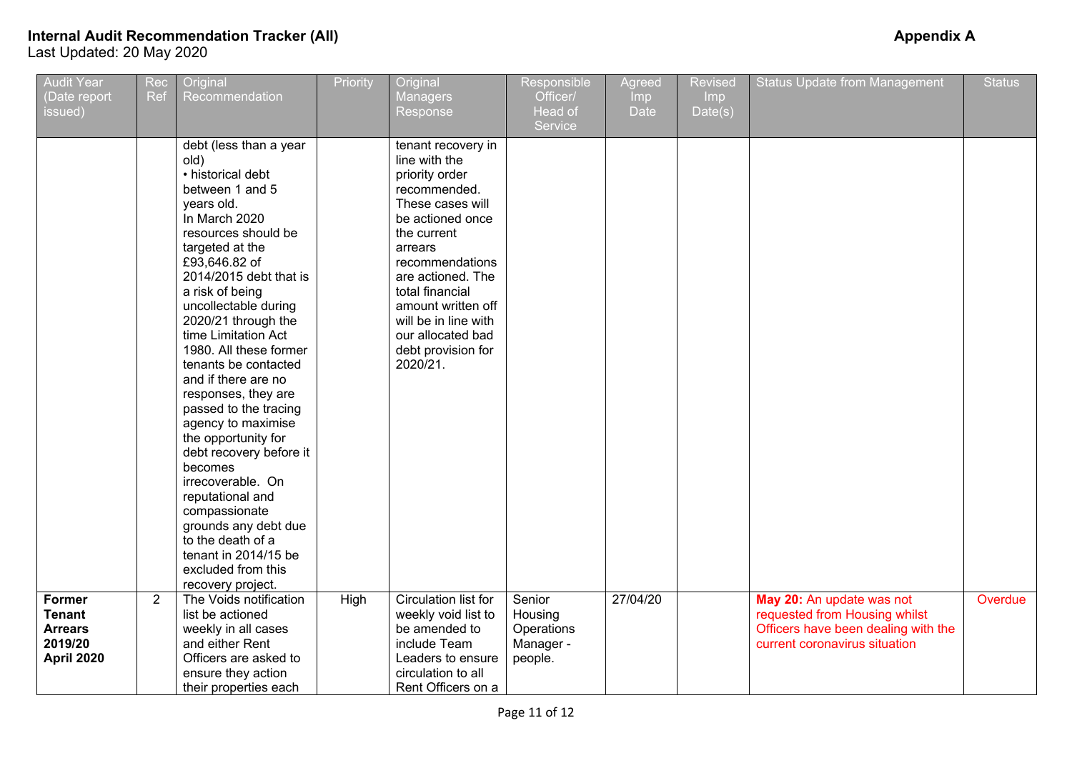# Internal Audit Recommendation Tracker (All)

**Appendix A**

Last Updated: 20 May 2020

| Audit Year (Date report issued) | Rec Ref | Original Recommendation | Priority | Original Managers Response | Responsible Officer/ Head of Service | Agreed Imp Date | Revised Imp Date(s) | Status Update from Management | Status |
|---|---|---|---|---|---|---|---|---|---|
| | | debt (less than a year old) • historical debt between 1 and 5 years old. In March 2020 resources should be targeted at the £93,646.82 of 2014/2015 debt that is a risk of being uncollectable during 2020/21 through the time Limitation Act 1980. All these former tenants be contacted and if there are no responses, they are passed to the tracing agency to maximise the opportunity for debt recovery before it becomes irrecoverable. On reputational and compassionate grounds any debt due to the death of a tenant in 2014/15 be excluded from this recovery project. | | tenant recovery in line with the priority order recommended. These cases will be actioned once the current arrears recommendations are actioned. The total financial amount written off will be in line with our allocated bad debt provision for 2020/21. | | | | | |
| **Former Tenant Arrears 2019/20 April 2020** | 2 | The Voids notification list be actioned weekly in all cases and either Rent Officers are asked to ensure they action their properties each | High | Circulation list for weekly void list to be amended to include Team Leaders to ensure circulation to all Rent Officers on a | Senior Housing Operations Manager - people. | 27/04/20 | | **May 20:** An update was not requested from Housing whilst Officers have been dealing with the current coronavirus situation | Overdue |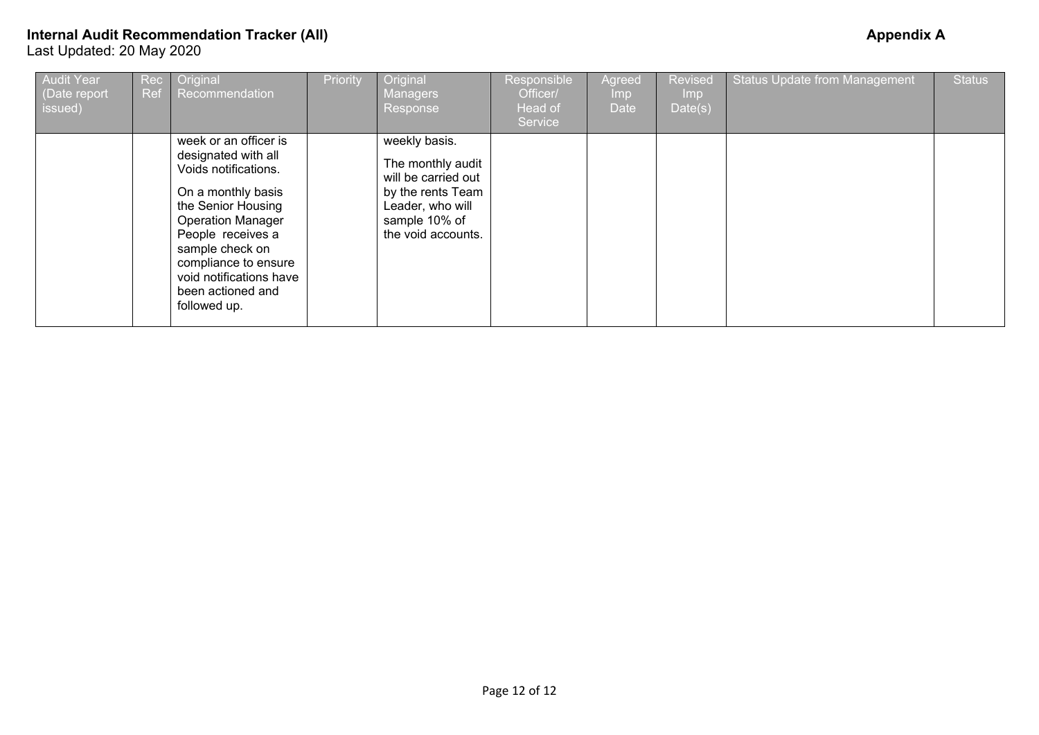**Internal Audit Recommendation Tracker (All)** **Appendix A**

Last Updated: 20 May 2020

| Audit Year (Date report issued) | Rec Ref | Original Recommendation | Priority | Original Managers Response | Responsible Officer/ Head of Service | Agreed Imp Date | Revised Imp Date(s) | Status Update from Management | Status |
|---|---|---|---|---|---|---|---|---|---|
| | | week or an officer is designated with all Voids notifications. On a monthly basis the Senior Housing Operation Manager People receives a sample check on compliance to ensure void notifications have been actioned and followed up. | | weekly basis. The monthly audit will be carried out by the rents Team Leader, who will sample 10% of the void accounts. | | | | | |